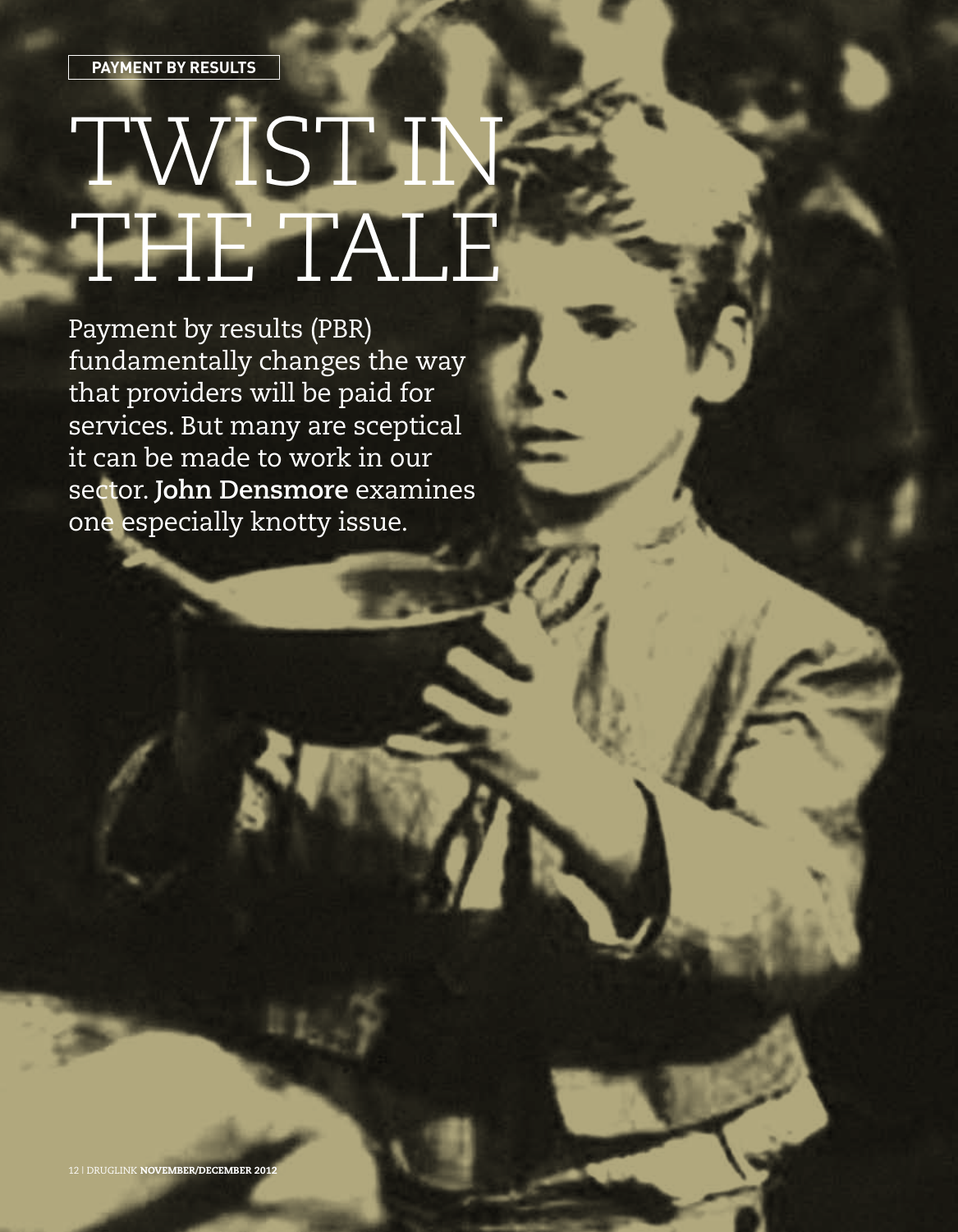PAYMENT BY RESULTS

# TWIST IN THE TALE

Payment by results (PBR) fundamentally changes the way that providers will be paid for services. But many are sceptical it can be made to work in our sector. **John Densmore** examines one especially knotty issue.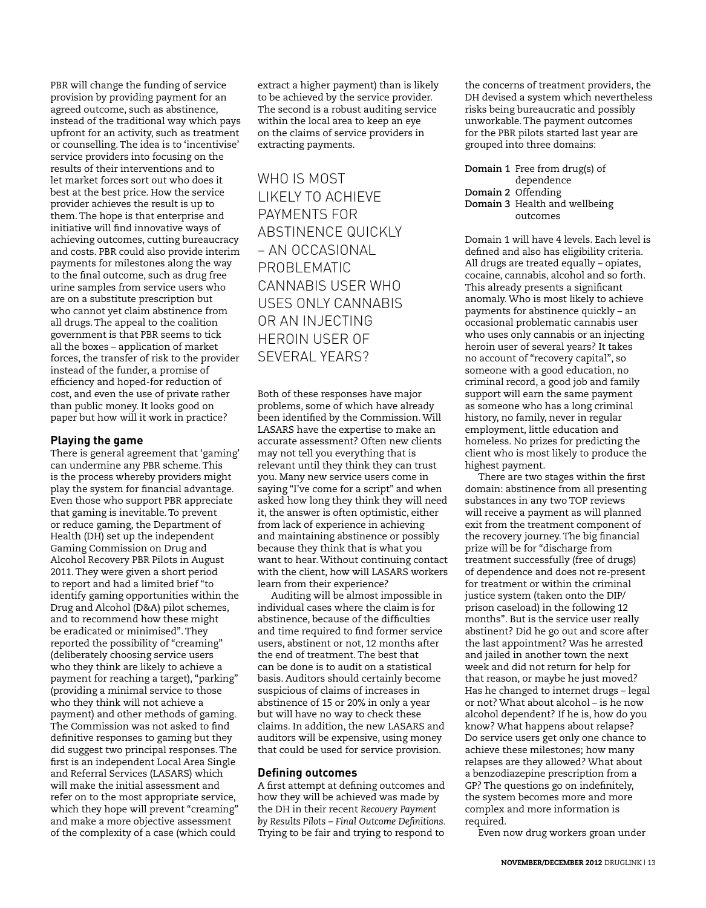PBR will change the funding of service provision by providing payment for an agreed outcome, such as abstinence, instead of the traditional way which pays upfront for an activity, such as treatment or counselling. The idea is to 'incentivise' service providers into focusing on the results of their interventions and to let market forces sort out who does it best at the best price. How the service provider achieves the result is up to them. The hope is that enterprise and initiative will find innovative ways of achieving outcomes, cutting bureaucracy and costs. PBR could also provide interim payments for milestones along the way to the final outcome, such as drug free urine samples from service users who are on a substitute prescription but who cannot yet claim abstinence from all drugs. The appeal to the coalition government is that PBR seems to tick all the boxes – application of market forces, the transfer of risk to the provider instead of the funder, a promise of efficiency and hoped-for reduction of cost, and even the use of private rather than public money. It looks good on paper but how will it work in practice?

### Playing the game

There is general agreement that 'gaming' can undermine any PBR scheme. This is the process whereby providers might play the system for financial advantage. Even those who support PBR appreciate that gaming is inevitable. To prevent or reduce gaming, the Department of Health (DH) set up the independent Gaming Commission on Drug and Alcohol Recovery PBR Pilots in August 2011. They were given a short period to report and had a limited brief "to identify gaming opportunities within the Drug and Alcohol (D&A) pilot schemes, and to recommend how these might be eradicated or minimised". They reported the possibility of "creaming" (deliberately choosing service users who they think are likely to achieve a payment for reaching a target), "parking" (providing a minimal service to those who they think will not achieve a payment) and other methods of gaming. The Commission was not asked to find definitive responses to gaming but they did suggest two principal responses. The first is an independent Local Area Single and Referral Services (LASARS) which will make the initial assessment and refer on to the most appropriate service, which they hope will prevent "creaming" and make a more objective assessment of the complexity of a case (which could extract a higher payment) than is likely to be achieved by the service provider. The second is a robust auditing service within the local area to keep an eye on the claims of service providers in extracting payments.

> WHO IS MOST LIKELY TO ACHIEVE PAYMENTS FOR ABSTINENCE QUICKLY – AN OCCASIONAL PROBLEMATIC CANNABIS USER WHO USES ONLY CANNABIS OR AN INJECTING HEROIN USER OF SEVERAL YEARS?

Both of these responses have major problems, some of which have already been identified by the Commission. Will LASARS have the expertise to make an accurate assessment? Often new clients may not tell you everything that is relevant until they think they can trust you. Many new service users come in saying "I've come for a script" and when asked how long they think they will need it, the answer is often optimistic, either from lack of experience in achieving and maintaining abstinence or possibly because they think that is what you want to hear. Without continuing contact with the client, how will LASARS workers learn from their experience?

Auditing will be almost impossible in individual cases where the claim is for abstinence, because of the difficulties and time required to find former service users, abstinent or not, 12 months after the end of treatment. The best that can be done is to audit on a statistical basis. Auditors should certainly become suspicious of claims of increases in abstinence of 15 or 20% in only a year but will have no way to check these claims. In addition, the new LASARS and auditors will be expensive, using money that could be used for service provision.

### Defining outcomes

A first attempt at defining outcomes and how they will be achieved was made by the DH in their recent *Recovery Payment by Results Pilots – Final Outcome Definitions.* Trying to be fair and trying to respond to the concerns of treatment providers, the DH devised a system which nevertheless risks being bureaucratic and possibly unworkable. The payment outcomes for the PBR pilots started last year are grouped into three domains:

**Domain 1** Free from drug(s) of dependence
**Domain 2** Offending
**Domain 3** Health and wellbeing outcomes

Domain 1 will have 4 levels. Each level is defined and also has eligibility criteria. All drugs are treated equally – opiates, cocaine, cannabis, alcohol and so forth. This already presents a significant anomaly. Who is most likely to achieve payments for abstinence quickly – an occasional problematic cannabis user who uses only cannabis or an injecting heroin user of several years? It takes no account of "recovery capital", so someone with a good education, no criminal record, a good job and family support will earn the same payment as someone who has a long criminal history, no family, never in regular employment, little education and homeless. No prizes for predicting the client who is most likely to produce the highest payment.

There are two stages within the first domain: abstinence from all presenting substances in any two TOP reviews will receive a payment as will planned exit from the treatment component of the recovery journey. The big financial prize will be for "discharge from treatment successfully (free of drugs) of dependence and does not re-present for treatment or within the criminal justice system (taken onto the DIP/ prison caseload) in the following 12 months". But is the service user really abstinent? Did he go out and score after the last appointment? Was he arrested and jailed in another town the next week and did not return for help for that reason, or maybe he just moved? Has he changed to internet drugs – legal or not? What about alcohol – is he now alcohol dependent? If he is, how do you know? What happens about relapse? Do service users get only one chance to achieve these milestones; how many relapses are they allowed? What about a benzodiazepine prescription from a GP? The questions go on indefinitely, the system becomes more and more complex and more information is required.

Even now drug workers groan under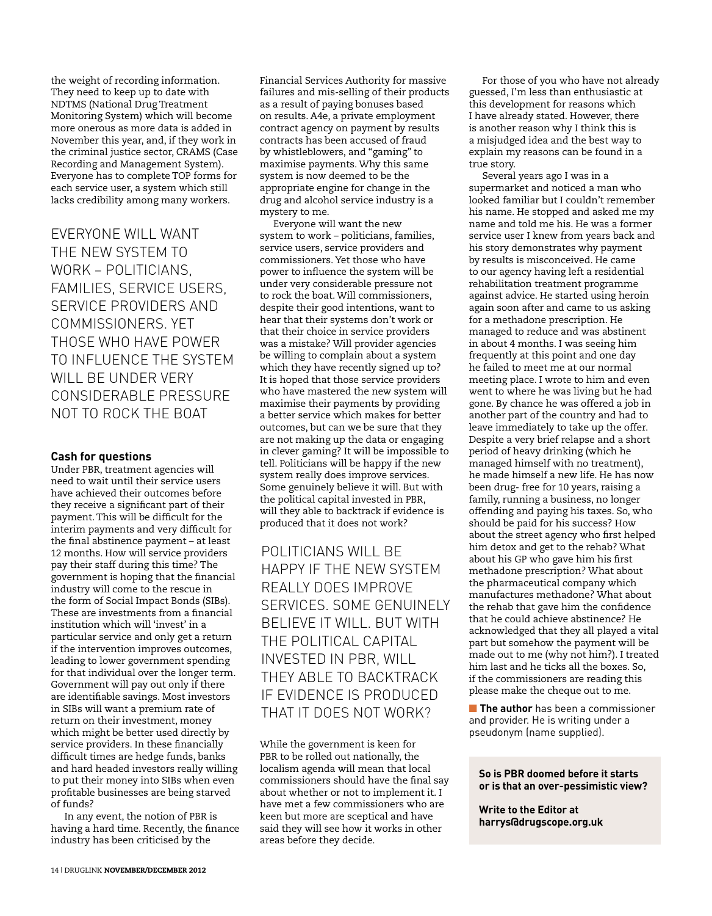the weight of recording information. They need to keep up to date with NDTMS (National Drug Treatment Monitoring System) which will become more onerous as more data is added in November this year, and, if they work in the criminal justice sector, CRAMS (Case Recording and Management System). Everyone has to complete TOP forms for each service user, a system which still lacks credibility among many workers.

> EVERYONE WILL WANT THE NEW SYSTEM TO WORK – POLITICIANS, FAMILIES, SERVICE USERS, SERVICE PROVIDERS AND COMMISSIONERS. YET THOSE WHO HAVE POWER TO INFLUENCE THE SYSTEM WILL BE UNDER VERY CONSIDERABLE PRESSURE NOT TO ROCK THE BOAT

### Cash for questions

Under PBR, treatment agencies will need to wait until their service users have achieved their outcomes before they receive a significant part of their payment. This will be difficult for the interim payments and very difficult for the final abstinence payment – at least 12 months. How will service providers pay their staff during this time? The government is hoping that the financial industry will come to the rescue in the form of Social Impact Bonds (SIBs). These are investments from a financial institution which will 'invest' in a particular service and only get a return if the intervention improves outcomes, leading to lower government spending for that individual over the longer term. Government will pay out only if there are identifiable savings. Most investors in SIBs will want a premium rate of return on their investment, money which might be better used directly by service providers. In these financially difficult times are hedge funds, banks and hard headed investors really willing to put their money into SIBs when even profitable businesses are being starved of funds?

In any event, the notion of PBR is having a hard time. Recently, the finance industry has been criticised by the Financial Services Authority for massive failures and mis-selling of their products as a result of paying bonuses based on results. A4e, a private employment contract agency on payment by results contracts has been accused of fraud by whistleblowers, and "gaming" to maximise payments. Why this same system is now deemed to be the appropriate engine for change in the drug and alcohol service industry is a mystery to me.

Everyone will want the new system to work – politicians, families, service users, service providers and commissioners. Yet those who have power to influence the system will be under very considerable pressure not to rock the boat. Will commissioners, despite their good intentions, want to hear that their systems don't work or that their choice in service providers was a mistake? Will provider agencies be willing to complain about a system which they have recently signed up to? It is hoped that those service providers who have mastered the new system will maximise their payments by providing a better service which makes for better outcomes, but can we be sure that they are not making up the data or engaging in clever gaming? It will be impossible to tell. Politicians will be happy if the new system really does improve services. Some genuinely believe it will. But with the political capital invested in PBR, will they able to backtrack if evidence is produced that it does not work?

> POLITICIANS WILL BE HAPPY IF THE NEW SYSTEM REALLY DOES IMPROVE SERVICES. SOME GENUINELY BELIEVE IT WILL. BUT WITH THE POLITICAL CAPITAL INVESTED IN PBR, WILL THEY ABLE TO BACKTRACK IF EVIDENCE IS PRODUCED THAT IT DOES NOT WORK?

While the government is keen for PBR to be rolled out nationally, the localism agenda will mean that local commissioners should have the final say about whether or not to implement it. I have met a few commissioners who are keen but more are sceptical and have said they will see how it works in other areas before they decide.

For those of you who have not already guessed, I'm less than enthusiastic at this development for reasons which I have already stated. However, there is another reason why I think this is a misjudged idea and the best way to explain my reasons can be found in a true story.

Several years ago I was in a supermarket and noticed a man who looked familiar but I couldn't remember his name. He stopped and asked me my name and told me his. He was a former service user I knew from years back and his story demonstrates why payment by results is misconceived. He came to our agency having left a residential rehabilitation treatment programme against advice. He started using heroin again soon after and came to us asking for a methadone prescription. He managed to reduce and was abstinent in about 4 months. I was seeing him frequently at this point and one day he failed to meet me at our normal meeting place. I wrote to him and even went to where he was living but he had gone. By chance he was offered a job in another part of the country and had to leave immediately to take up the offer. Despite a very brief relapse and a short period of heavy drinking (which he managed himself with no treatment), he made himself a new life. He has now been drug- free for 10 years, raising a family, running a business, no longer offending and paying his taxes. So, who should be paid for his success? How about the street agency who first helped him detox and get to the rehab? What about his GP who gave him his first methadone prescription? What about the pharmaceutical company which manufactures methadone? What about the rehab that gave him the confidence that he could achieve abstinence? He acknowledged that they all played a vital part but somehow the payment will be made out to me (why not him?). I treated him last and he ticks all the boxes. So, if the commissioners are reading this please make the cheque out to me.

**The author** has been a commissioner and provider. He is writing under a pseudonym (name supplied).

**So is PBR doomed before it starts or is that an over-pessimistic view?**

**Write to the Editor at harrys@drugscope.org.uk**